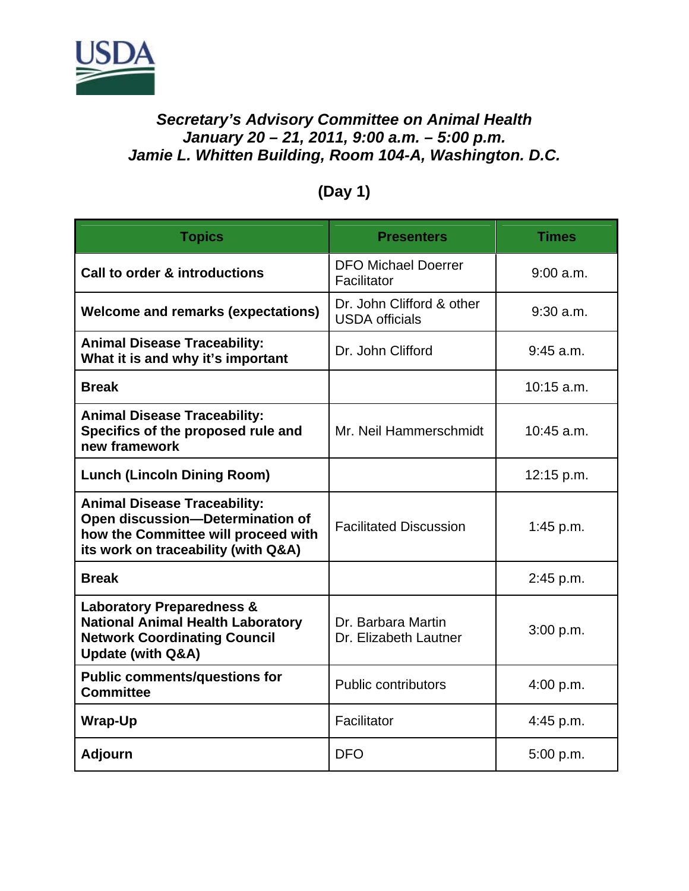# *Secretary's Advisory Committee on Animal Health*
## *January 20 – 21, 2011, 9:00 a.m. – 5:00 p.m.*
## *Jamie L. Whitten Building, Room 104-A, Washington. D.C.*

## (Day 1)

| Topics | Presenters | Times |
|---|---|---|
| **Call to order & introductions** | DFO Michael Doerrer<br>Facilitator | 9:00 a.m. |
| **Welcome and remarks (expectations)** | Dr. John Clifford & other USDA officials | 9:30 a.m. |
| **Animal Disease Traceability: What it is and why it's important** | Dr. John Clifford | 9:45 a.m. |
| **Break** | | 10:15 a.m. |
| **Animal Disease Traceability: Specifics of the proposed rule and new framework** | Mr. Neil Hammerschmidt | 10:45 a.m. |
| **Lunch (Lincoln Dining Room)** | | 12:15 p.m. |
| **Animal Disease Traceability: Open discussion—Determination of how the Committee will proceed with its work on traceability (with Q&A)** | Facilitated Discussion | 1:45 p.m. |
| **Break** | | 2:45 p.m. |
| **Laboratory Preparedness & National Animal Health Laboratory Network Coordinating Council Update (with Q&A)** | Dr. Barbara Martin<br>Dr. Elizabeth Lautner | 3:00 p.m. |
| **Public comments/questions for Committee** | Public contributors | 4:00 p.m. |
| **Wrap-Up** | Facilitator | 4:45 p.m. |
| **Adjourn** | DFO | 5:00 p.m. |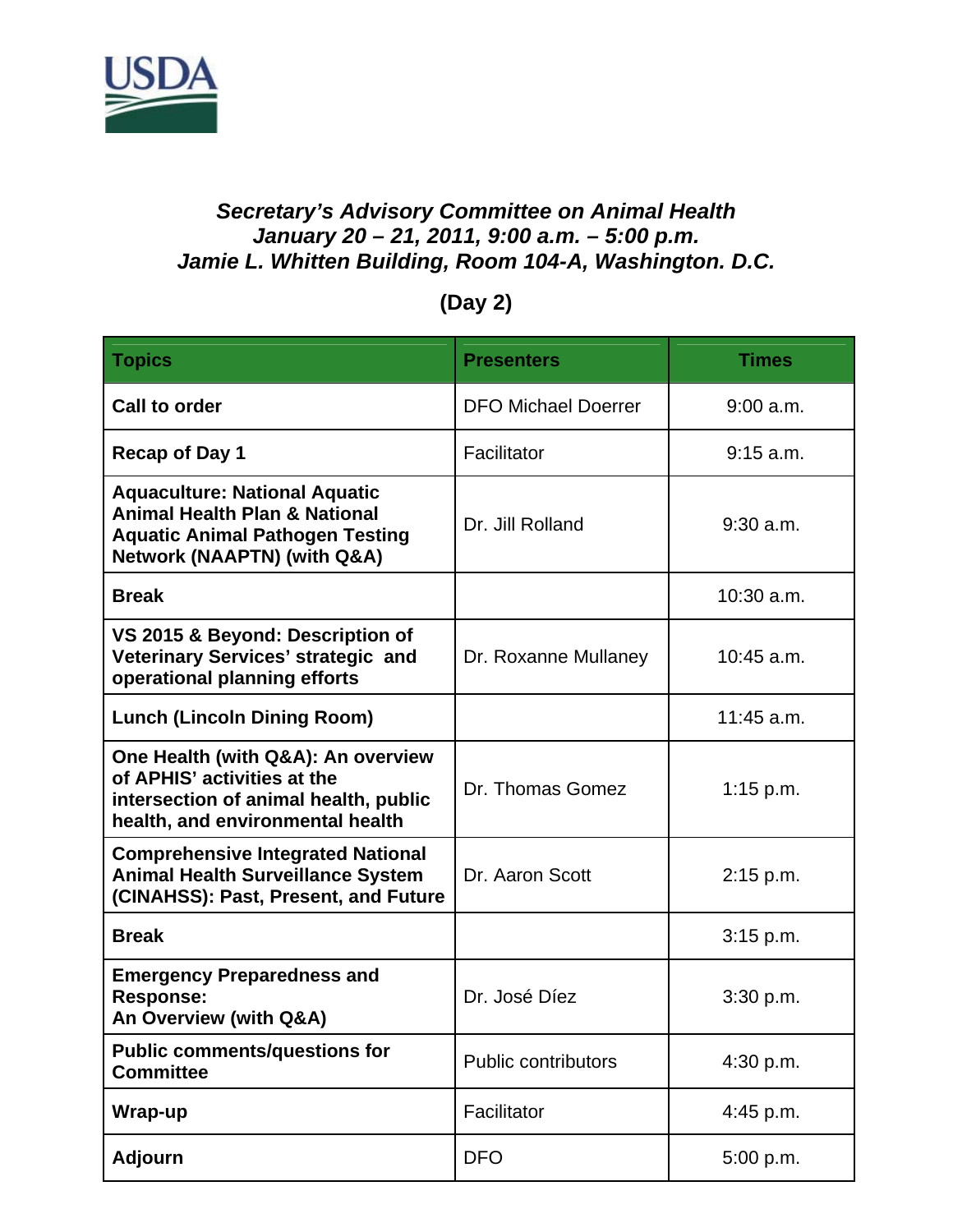USDA

***Secretary's Advisory Committee on Animal Health***
***January 20 – 21, 2011, 9:00 a.m. – 5:00 p.m.***
***Jamie L. Whitten Building, Room 104-A, Washington. D.C.***

**(Day 2)**

| Topics | Presenters | Times |
|---|---|---|
| **Call to order** | DFO Michael Doerrer | 9:00 a.m. |
| **Recap of Day 1** | Facilitator | 9:15 a.m. |
| **Aquaculture: National Aquatic Animal Health Plan & National Aquatic Animal Pathogen Testing Network (NAAPTN) (with Q&A)** | Dr. Jill Rolland | 9:30 a.m. |
| **Break** | | 10:30 a.m. |
| **VS 2015 & Beyond: Description of Veterinary Services' strategic and operational planning efforts** | Dr. Roxanne Mullaney | 10:45 a.m. |
| **Lunch (Lincoln Dining Room)** | | 11:45 a.m. |
| **One Health (with Q&A): An overview of APHIS' activities at the intersection of animal health, public health, and environmental health** | Dr. Thomas Gomez | 1:15 p.m. |
| **Comprehensive Integrated National Animal Health Surveillance System (CINAHSS): Past, Present, and Future** | Dr. Aaron Scott | 2:15 p.m. |
| **Break** | | 3:15 p.m. |
| **Emergency Preparedness and Response: An Overview (with Q&A)** | Dr. José Díez | 3:30 p.m. |
| **Public comments/questions for Committee** | Public contributors | 4:30 p.m. |
| **Wrap-up** | Facilitator | 4:45 p.m. |
| **Adjourn** | DFO | 5:00 p.m. |